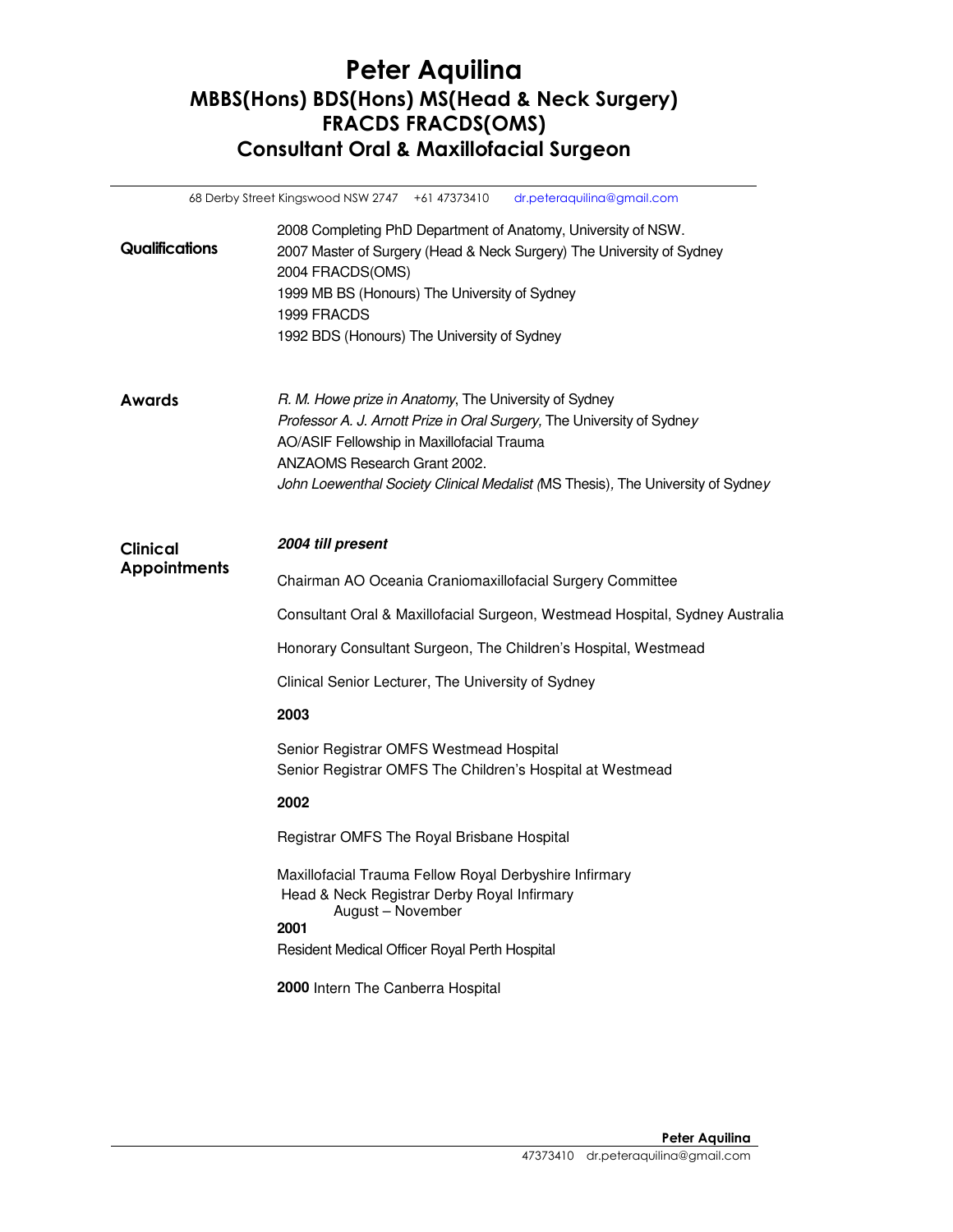# Peter Aquilina

## MBBS(Hons) BDS(Hons) MS(Head & Neck Surgery) FRACDS FRACDS(OMS)

## Consultant Oral & Maxillofacial Surgeon

68 Derby Street Kingswood NSW 2747 +61 47373410 dr.peteraquilina@gmail.com

### Qualifications

2008 Completing PhD Department of Anatomy, University of NSW.
2007 Master of Surgery (Head & Neck Surgery) The University of Sydney
2004 FRACDS(OMS)
1999 MB BS (Honours) The University of Sydney
1999 FRACDS
1992 BDS (Honours) The University of Sydney

### Awards

*R. M. Howe prize in Anatomy*, The University of Sydney
*Professor A. J. Arnott Prize in Oral Surgery,* The University of Sydney
AO/ASIF Fellowship in Maxillofacial Trauma
ANZAOMS Research Grant 2002.
*John Loewenthal Society Clinical Medalist (*MS Thesis)*,* The University of Sydney

### Clinical Appointments

***2004 till present***

Chairman AO Oceania Craniomaxillofacial Surgery Committee

Consultant Oral & Maxillofacial Surgeon, Westmead Hospital, Sydney Australia

Honorary Consultant Surgeon, The Children's Hospital, Westmead

Clinical Senior Lecturer, The University of Sydney

**2003**

Senior Registrar OMFS Westmead Hospital
Senior Registrar OMFS The Children's Hospital at Westmead

**2002**

Registrar OMFS The Royal Brisbane Hospital

Maxillofacial Trauma Fellow Royal Derbyshire Infirmary
Head & Neck Registrar Derby Royal Infirmary
August – November

**2001**

Resident Medical Officer Royal Perth Hospital

**2000** Intern The Canberra Hospital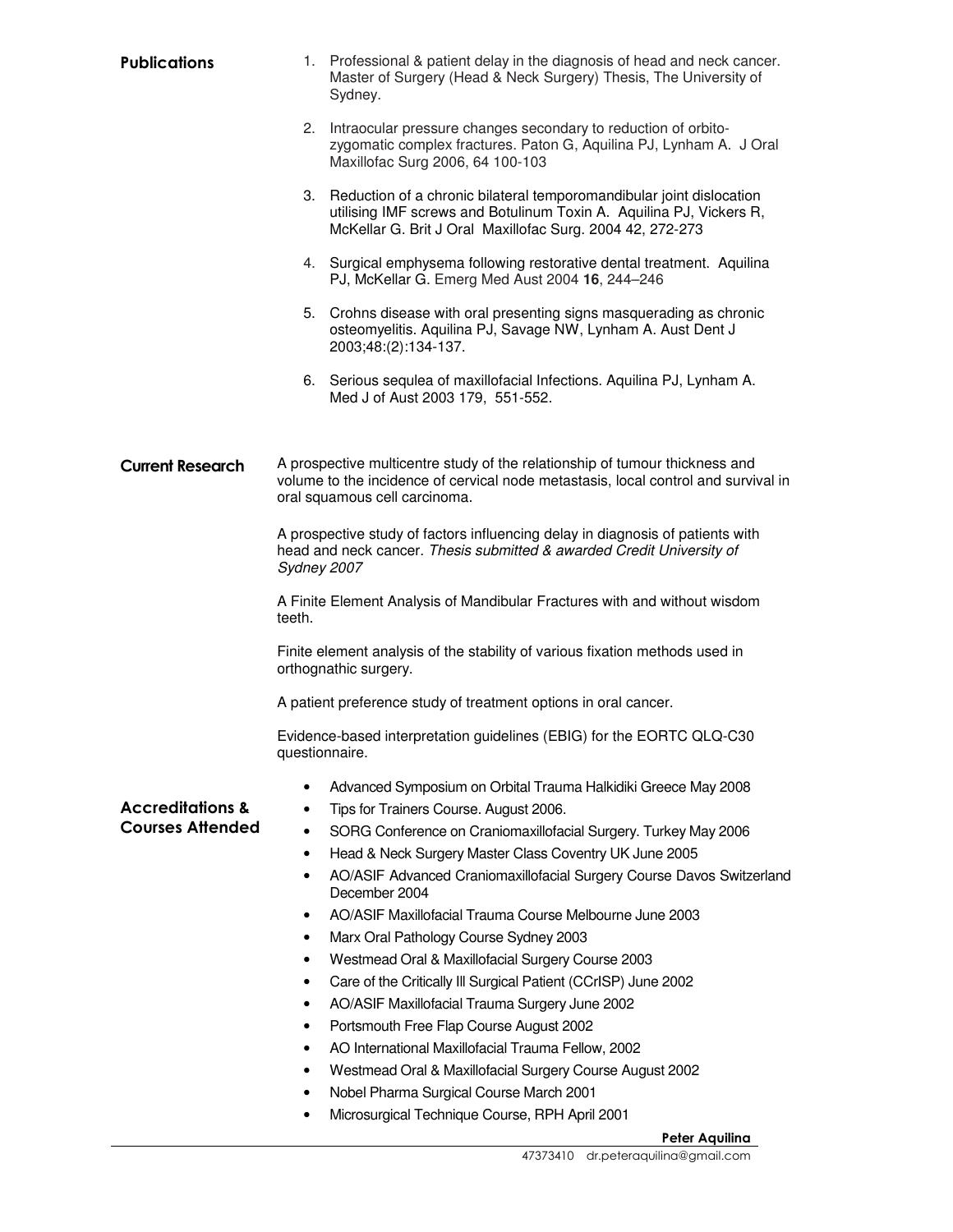## Publications

1. Professional & patient delay in the diagnosis of head and neck cancer. Master of Surgery (Head & Neck Surgery) Thesis, The University of Sydney.

2. Intraocular pressure changes secondary to reduction of orbito-zygomatic complex fractures. Paton G, Aquilina PJ, Lynham A. J Oral Maxillofac Surg 2006, 64 100-103

3. Reduction of a chronic bilateral temporomandibular joint dislocation utilising IMF screws and Botulinum Toxin A. Aquilina PJ, Vickers R, McKellar G. Brit J Oral Maxillofac Surg. 2004 42, 272-273

4. Surgical emphysema following restorative dental treatment. Aquilina PJ, McKellar G. Emerg Med Aust 2004 **16**, 244–246

5. Crohns disease with oral presenting signs masquerading as chronic osteomyelitis. Aquilina PJ, Savage NW, Lynham A. Aust Dent J 2003;48:(2):134-137.

6. Serious sequlea of maxillofacial Infections. Aquilina PJ, Lynham A. Med J of Aust 2003 179, 551-552.

## Current Research

A prospective multicentre study of the relationship of tumour thickness and volume to the incidence of cervical node metastasis, local control and survival in oral squamous cell carcinoma.

A prospective study of factors influencing delay in diagnosis of patients with head and neck cancer. *Thesis submitted & awarded Credit University of Sydney 2007*

A Finite Element Analysis of Mandibular Fractures with and without wisdom teeth.

Finite element analysis of the stability of various fixation methods used in orthognathic surgery.

A patient preference study of treatment options in oral cancer.

Evidence-based interpretation guidelines (EBIG) for the EORTC QLQ-C30 questionnaire.

## Accreditations & Courses Attended

- Advanced Symposium on Orbital Trauma Halkidiki Greece May 2008
- Tips for Trainers Course. August 2006.
- SORG Conference on Craniomaxillofacial Surgery. Turkey May 2006
- Head & Neck Surgery Master Class Coventry UK June 2005
- AO/ASIF Advanced Craniomaxillofacial Surgery Course Davos Switzerland December 2004
- AO/ASIF Maxillofacial Trauma Course Melbourne June 2003
- Marx Oral Pathology Course Sydney 2003
- Westmead Oral & Maxillofacial Surgery Course 2003
- Care of the Critically Ill Surgical Patient (CCrISP) June 2002
- AO/ASIF Maxillofacial Trauma Surgery June 2002
- Portsmouth Free Flap Course August 2002
- AO International Maxillofacial Trauma Fellow, 2002
- Westmead Oral & Maxillofacial Surgery Course August 2002
- Nobel Pharma Surgical Course March 2001
- Microsurgical Technique Course, RPH April 2001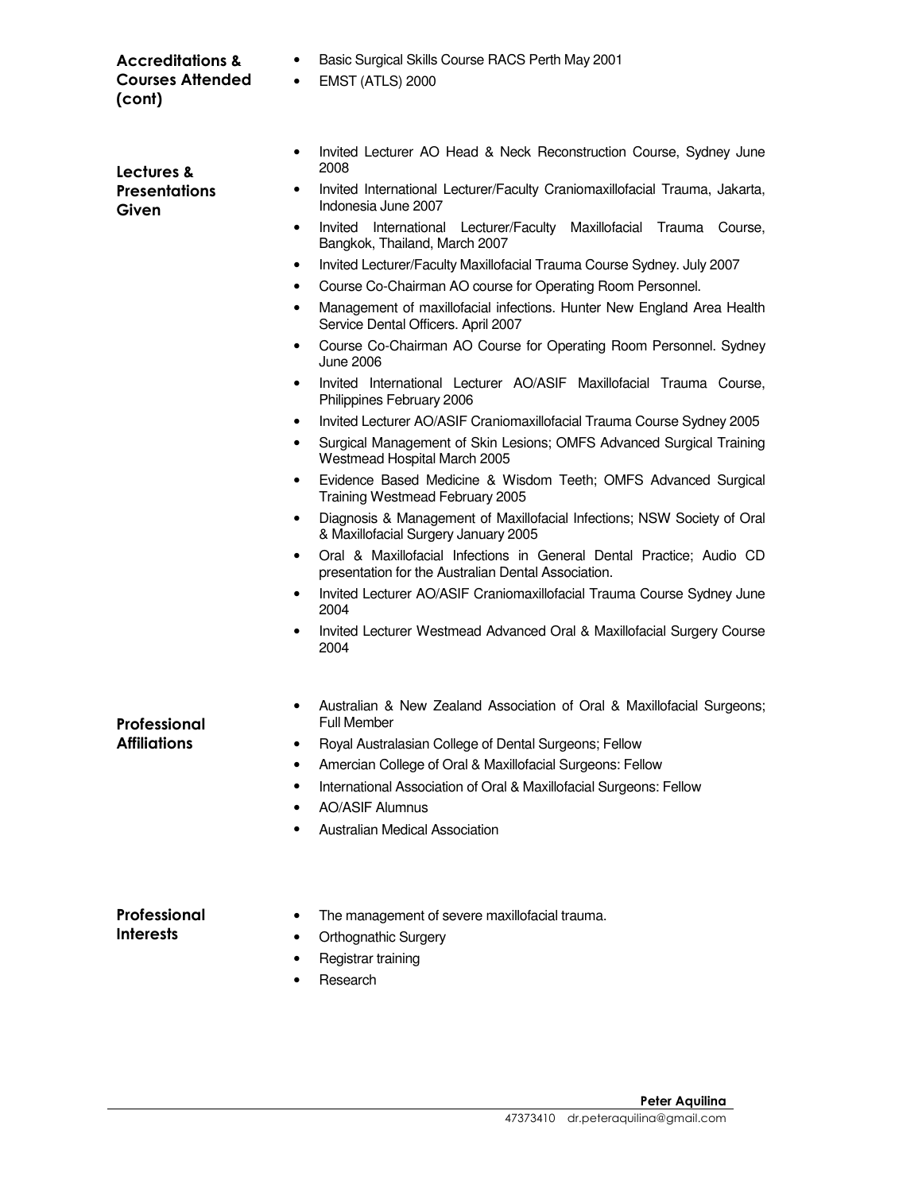## Accreditations & Courses Attended (cont)

- Basic Surgical Skills Course RACS Perth May 2001
- EMST (ATLS) 2000

## Lectures & Presentations Given

- Invited Lecturer AO Head & Neck Reconstruction Course, Sydney June 2008
- Invited International Lecturer/Faculty Craniomaxillofacial Trauma, Jakarta, Indonesia June 2007
- Invited International Lecturer/Faculty Maxillofacial Trauma Course, Bangkok, Thailand, March 2007
- Invited Lecturer/Faculty Maxillofacial Trauma Course Sydney. July 2007
- Course Co-Chairman AO course for Operating Room Personnel.
- Management of maxillofacial infections. Hunter New England Area Health Service Dental Officers. April 2007
- Course Co-Chairman AO Course for Operating Room Personnel. Sydney June 2006
- Invited International Lecturer AO/ASIF Maxillofacial Trauma Course, Philippines February 2006
- Invited Lecturer AO/ASIF Craniomaxillofacial Trauma Course Sydney 2005
- Surgical Management of Skin Lesions; OMFS Advanced Surgical Training Westmead Hospital March 2005
- Evidence Based Medicine & Wisdom Teeth; OMFS Advanced Surgical Training Westmead February 2005
- Diagnosis & Management of Maxillofacial Infections; NSW Society of Oral & Maxillofacial Surgery January 2005
- Oral & Maxillofacial Infections in General Dental Practice; Audio CD presentation for the Australian Dental Association.
- Invited Lecturer AO/ASIF Craniomaxillofacial Trauma Course Sydney June 2004
- Invited Lecturer Westmead Advanced Oral & Maxillofacial Surgery Course 2004

## Professional Affiliations

- Australian & New Zealand Association of Oral & Maxillofacial Surgeons; Full Member
- Royal Australasian College of Dental Surgeons; Fellow
- Amercian College of Oral & Maxillofacial Surgeons: Fellow
- International Association of Oral & Maxillofacial Surgeons: Fellow
- AO/ASIF Alumnus
- Australian Medical Association

## Professional Interests

- The management of severe maxillofacial trauma.
- Orthognathic Surgery
- Registrar training
- Research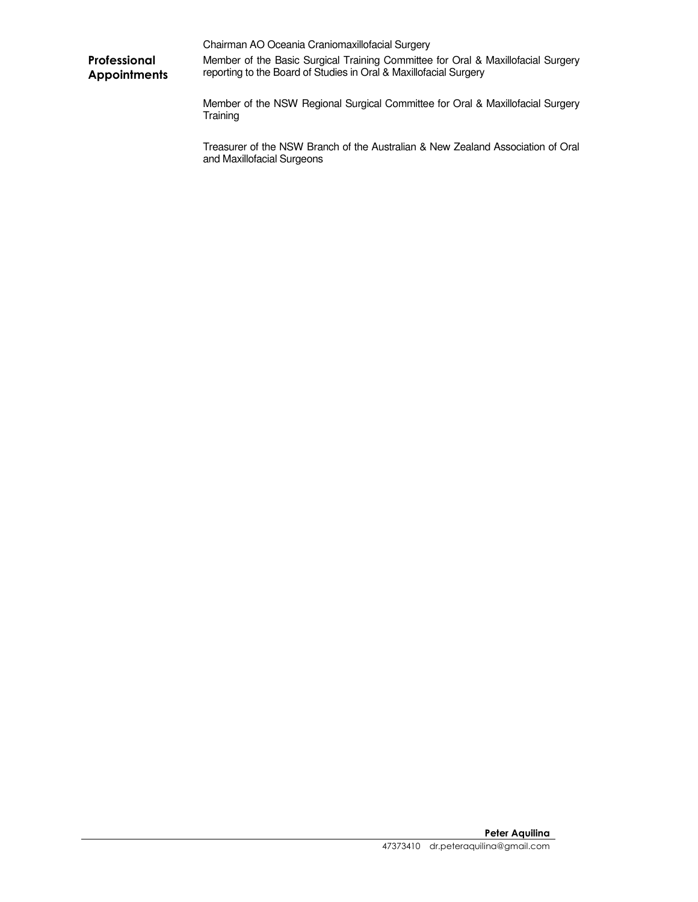Chairman AO Oceania Craniomaxillofacial Surgery

## Professional Appointments

Member of the Basic Surgical Training Committee for Oral & Maxillofacial Surgery reporting to the Board of Studies in Oral & Maxillofacial Surgery

Member of the NSW Regional Surgical Committee for Oral & Maxillofacial Surgery Training

Treasurer of the NSW Branch of the Australian & New Zealand Association of Oral and Maxillofacial Surgeons